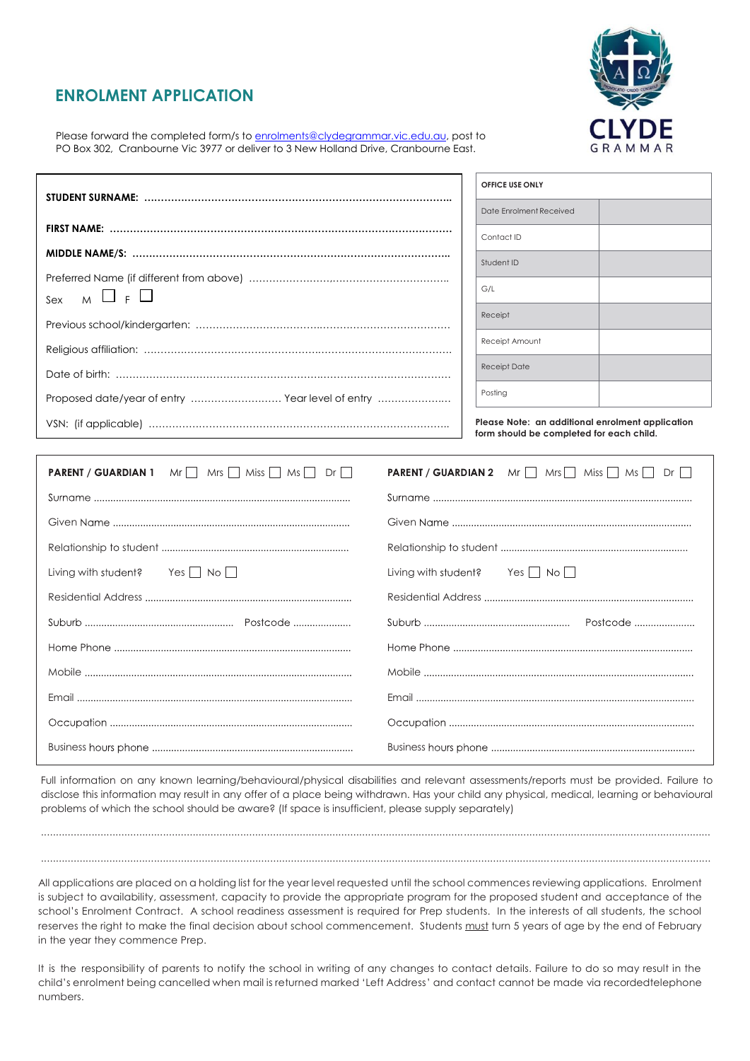# ENROLMENT APPLICATION

CLYDE GRAMMAR

Please forward the completed form/s to enrolments@clydegrammar.vic.edu.au, post to PO Box 302, Cranbourne Vic 3977 or deliver to 3 New Holland Drive, Cranbourne East.

**STUDENT SURNAME:** ..........................................................................................

**FIRST NAME:** ..........................................................................................

**MIDDLE NAME/S:** ..........................................................................................

Preferred Name (if different from above) ..........................................................

Sex M ☐ F ☐

Previous school/kindergarten: ..........................................................................

Religious affiliation: ..........................................................................................

Date of birth: ..........................................................................................

Proposed date/year of entry ........................... Year level of entry ......................

VSN: (if applicable) ..........................................................................................

| **OFFICE USE ONLY** | |
|---|---|
| Date Enrolment Received | |
| Contact ID | |
| Student ID | |
| G/L | |
| Receipt | |
| Receipt Amount | |
| Receipt Date | |
| Posting | |

**Please Note: an additional enrolment application form should be completed for each child.**

| **PARENT / GUARDIAN 1** Mr ☐ Mrs ☐ Miss ☐ Ms ☐ Dr ☐ | **PARENT / GUARDIAN 2** Mr ☐ Mrs ☐ Miss ☐ Ms ☐ Dr ☐ |
|---|---|
| Surname ........................................ | Surname ........................................ |
| Given Name ........................................ | Given Name ........................................ |
| Relationship to student ........................................ | Relationship to student ........................................ |
| Living with student? Yes ☐ No ☐ | Living with student? Yes ☐ No ☐ |
| Residential Address ........................................ | Residential Address ........................................ |
| Suburb .................... Postcode .................... | Suburb .................... Postcode .................... |
| Home Phone ........................................ | Home Phone ........................................ |
| Mobile ........................................ | Mobile ........................................ |
| Email ........................................ | Email ........................................ |
| Occupation ........................................ | Occupation ........................................ |
| Business hours phone ........................................ | Business hours phone ........................................ |

Full information on any known learning/behavioural/physical disabilities and relevant assessments/reports must be provided. Failure to disclose this information may result in any offer of a place being withdrawn. Has your child any physical, medical, learning or behavioural problems of which the school should be aware? (If space is insufficient, please supply separately)

..........................................................................................................................................................................

..........................................................................................................................................................................

All applications are placed on a holding list for the year level requested until the school commences reviewing applications. Enrolment is subject to availability, assessment, capacity to provide the appropriate program for the proposed student and acceptance of the school's Enrolment Contract. A school readiness assessment is required for Prep students. In the interests of all students, the school reserves the right to make the final decision about school commencement. Students must turn 5 years of age by the end of February in the year they commence Prep.

It is the responsibility of parents to notify the school in writing of any changes to contact details. Failure to do so may result in the child's enrolment being cancelled when mail is returned marked 'Left Address' and contact cannot be made via recordedtelephone numbers.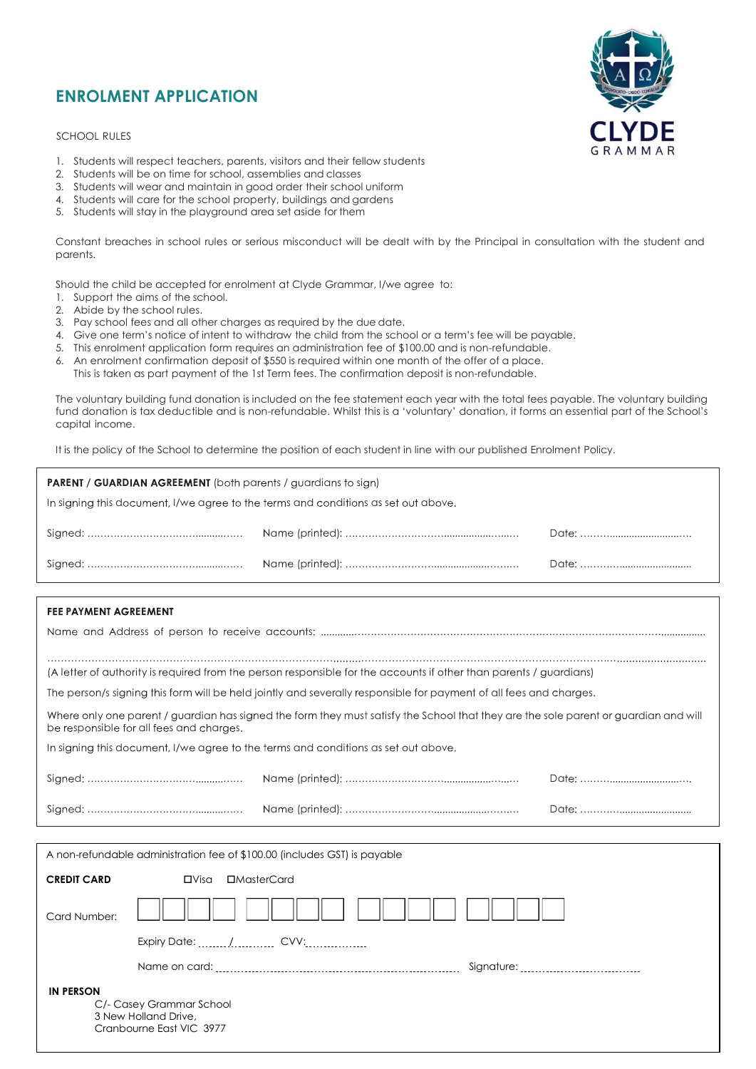# ENROLMENT APPLICATION

CLYDE GRAMMAR

SCHOOL RULES

1. Students will respect teachers, parents, visitors and their fellow students
2. Students will be on time for school, assemblies and classes
3. Students will wear and maintain in good order their school uniform
4. Students will care for the school property, buildings and gardens
5. Students will stay in the playground area set aside for them

Constant breaches in school rules or serious misconduct will be dealt with by the Principal in consultation with the student and parents.

Should the child be accepted for enrolment at Clyde Grammar, I/we agree to:

1. Support the aims of the school.
2. Abide by the school rules.
3. Pay school fees and all other charges as required by the due date.
4. Give one term's notice of intent to withdraw the child from the school or a term's fee will be payable.
5. This enrolment application form requires an administration fee of $100.00 and is non-refundable.
6. An enrolment confirmation deposit of $550 is required within one month of the offer of a place. This is taken as part payment of the 1st Term fees. The confirmation deposit is non-refundable.

The voluntary building fund donation is included on the fee statement each year with the total fees payable. The voluntary building fund donation is tax deductible and is non-refundable. Whilst this is a 'voluntary' donation, it forms an essential part of the School's capital income.

It is the policy of the School to determine the position of each student in line with our published Enrolment Policy.

**PARENT / GUARDIAN AGREEMENT** (both parents / guardians to sign)

In signing this document, I/we agree to the terms and conditions as set out above.

Signed: .................................... Name (printed): .................................... Date: ....................

Signed: .................................... Name (printed): .................................... Date: ....................

**FEE PAYMENT AGREEMENT**

Name and Address of person to receive accounts: ....................................................................................

....................................................................................................................................................

(A letter of authority is required from the person responsible for the accounts if other than parents / guardians)

The person/s signing this form will be held jointly and severally responsible for payment of all fees and charges.

Where only one parent / guardian has signed the form they must satisfy the School that they are the sole parent or guardian and will be responsible for all fees and charges.

In signing this document, I/we agree to the terms and conditions as set out above.

Signed: .................................... Name (printed): .................................... Date: ....................

Signed: .................................... Name (printed): .................................... Date: ....................

A non-refundable administration fee of $100.00 (includes GST) is payable

**CREDIT CARD** ☐Visa ☐MasterCard

Card Number: ☐☐☐☐ ☐☐☐☐ ☐☐☐☐ ☐☐☐☐

Expiry Date: ......./......... CVV:..............

Name on card: .............................................. Signature: ..............................

**IN PERSON**

C/- Casey Grammar School
3 New Holland Drive,
Cranbourne East VIC 3977